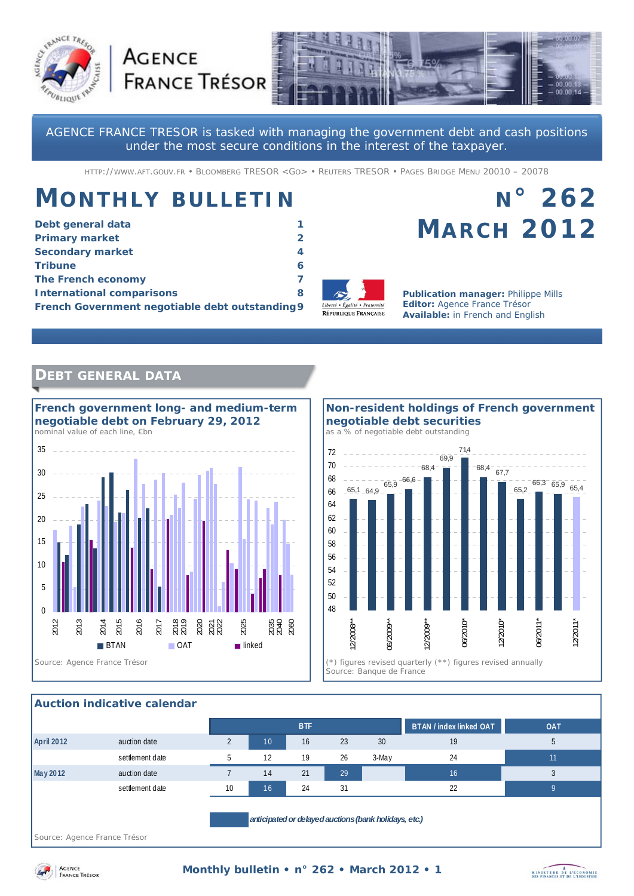# AGENCE FRANCE TRÉSOR

AGENCE FRANCE TRESOR is tasked with managing the government debt and cash positions under the most secure conditions in the interest of the taxpayer.

HTTP://WWW.AFT.GOUV.FR • BLOOMBERG TRESOR <GO> • REUTERS TRESOR • PAGES BRIDGE MENU 20010 – 20078

# MONTHLY BULLETIN

# N° 262 MARCH 2012

| | |
|---|---|
| **Debt general data** | **1** |
| **Primary market** | **2** |
| **Secondary market** | **4** |
| **Tribune** | **6** |
| **The French economy** | **7** |
| **International comparisons** | **8** |
| **French Government negotiable debt outstanding** | **9** |

**Publication manager:** Philippe Mills
**Editor:** Agence France Trésor
**Available:** in French and English

## DEBT GENERAL DATA

### French government long- and medium-term negotiable debt on February 29, 2012

nominal value of each line, €bn

Legend: BTAN, OAT, linked

Source: Agence France Trésor

### Non-resident holdings of French government negotiable debt securities

as a % of negotiable debt outstanding

| Date | % |
|---|---|
| 12/2008** | 65,1 |
| | 64,9 |
| 06/2009** | 65,9 |
| | 66,6 |
| 12/2009** | 68,4 |
| | 69,9 |
| 06/2010* | 71,4 |
| | 68,4 |
| 12/2010* | 67,7 |
| | 65,2 |
| 06/2011* | 66,3 |
| | 65,9 |
| 12/2011* | 65,4 |

(*) figures revised quarterly (**) figures revised annually
Source: Banque de France

### Auction indicative calendar

| | | BTF | | | | | BTAN / index linked OAT | OAT |
|---|---|---|---|---|---|---|---|---|
| **April 2012** | auction date | 2 | 10 | 16 | 23 | 30 | 19 | 5 |
| | settlement date | 5 | 12 | 19 | 26 | 3-May | 24 | 11 |
| **May 2012** | auction date | 7 | 14 | 21 | 29 | | 16 | 3 |
| | settlement date | 10 | 16 | 24 | 31 | | 22 | 9 |

*anticipated or delayed auctions (bank holidays, etc.)*

Source: Agence France Trésor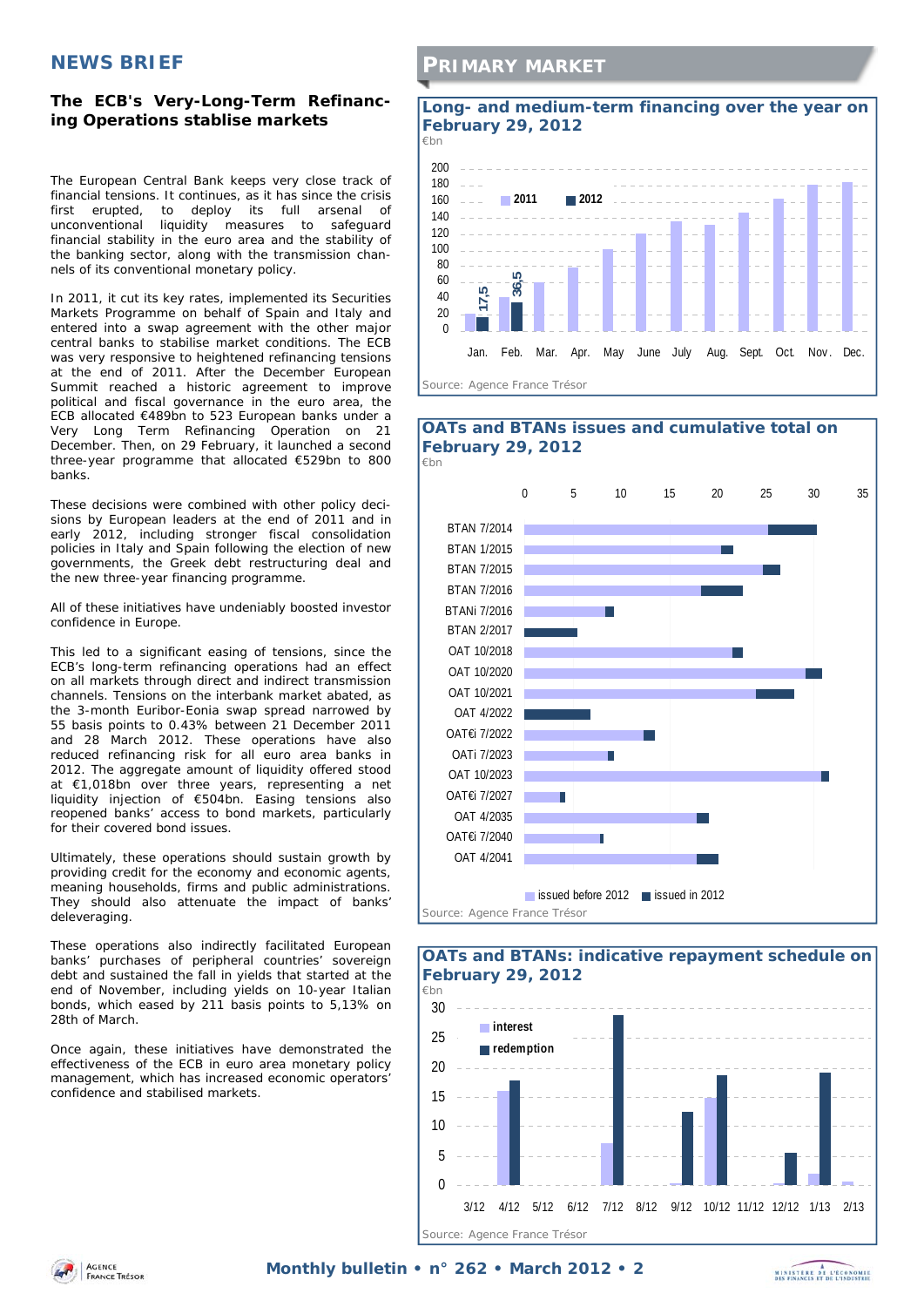## NEWS BRIEF

### The ECB's Very-Long-Term Refinancing Operations stablise markets

The European Central Bank keeps very close track of financial tensions. It continues, as it has since the crisis first erupted, to deploy its full arsenal of unconventional liquidity measures to safeguard financial stability in the euro area and the stability of the banking sector, along with the transmission channels of its conventional monetary policy.

In 2011, it cut its key rates, implemented its Securities Markets Programme on behalf of Spain and Italy and entered into a swap agreement with the other major central banks to stabilise market conditions. The ECB was very responsive to heightened refinancing tensions at the end of 2011. After the December European Summit reached a historic agreement to improve political and fiscal governance in the euro area, the ECB allocated €489bn to 523 European banks under a Very Long Term Refinancing Operation on 21 December. Then, on 29 February, it launched a second three-year programme that allocated €529bn to 800 banks.

These decisions were combined with other policy decisions by European leaders at the end of 2011 and in early 2012, including stronger fiscal consolidation policies in Italy and Spain following the election of new governments, the Greek debt restructuring deal and the new three-year financing programme.

All of these initiatives have undeniably boosted investor confidence in Europe.

This led to a significant easing of tensions, since the ECB's long-term refinancing operations had an effect on all markets through direct and indirect transmission channels. Tensions on the interbank market abated, as the 3-month Euribor-Eonia swap spread narrowed by 55 basis points to 0.43% between 21 December 2011 and 28 March 2012. These operations have also reduced refinancing risk for all euro area banks in 2012. The aggregate amount of liquidity offered stood at €1,018bn over three years, representing a net liquidity injection of €504bn. Easing tensions also reopened banks' access to bond markets, particularly for their covered bond issues.

Ultimately, these operations should sustain growth by providing credit for the economy and economic agents, meaning households, firms and public administrations. They should also attenuate the impact of banks' deleveraging.

These operations also indirectly facilitated European banks' purchases of peripheral countries' sovereign debt and sustained the fall in yields that started at the end of November, including yields on 10-year Italian bonds, which eased by 211 basis points to 5,13% on 28th of March.

Once again, these initiatives have demonstrated the effectiveness of the ECB in euro area monetary policy management, which has increased economic operators' confidence and stabilised markets.

## PRIMARY MARKET

### Long- and medium-term financing over the year on February 29, 2012

€bn

Legend: 2011, 2012. Labeled values: Jan. 2012: 17,5; Feb. 2012: 36,5.

Source: Agence France Trésor

### OATs and BTANs issues and cumulative total on February 29, 2012

€bn

Legend: issued before 2012, issued in 2012. Lines: BTAN 7/2014, BTAN 1/2015, BTAN 7/2015, BTAN 7/2016, BTANi 7/2016, BTAN 2/2017, OAT 10/2018, OAT 10/2020, OAT 10/2021, OAT 4/2022, OAT€i 7/2022, OATi 7/2023, OAT 10/2023, OAT€i 7/2027, OAT 4/2035, OAT€i 7/2040, OAT 4/2041.

Source: Agence France Trésor

### OATs and BTANs: indicative repayment schedule on February 29, 2012

€bn

Legend: interest, redemption. Months: 3/12 to 2/13.

Source: Agence France Trésor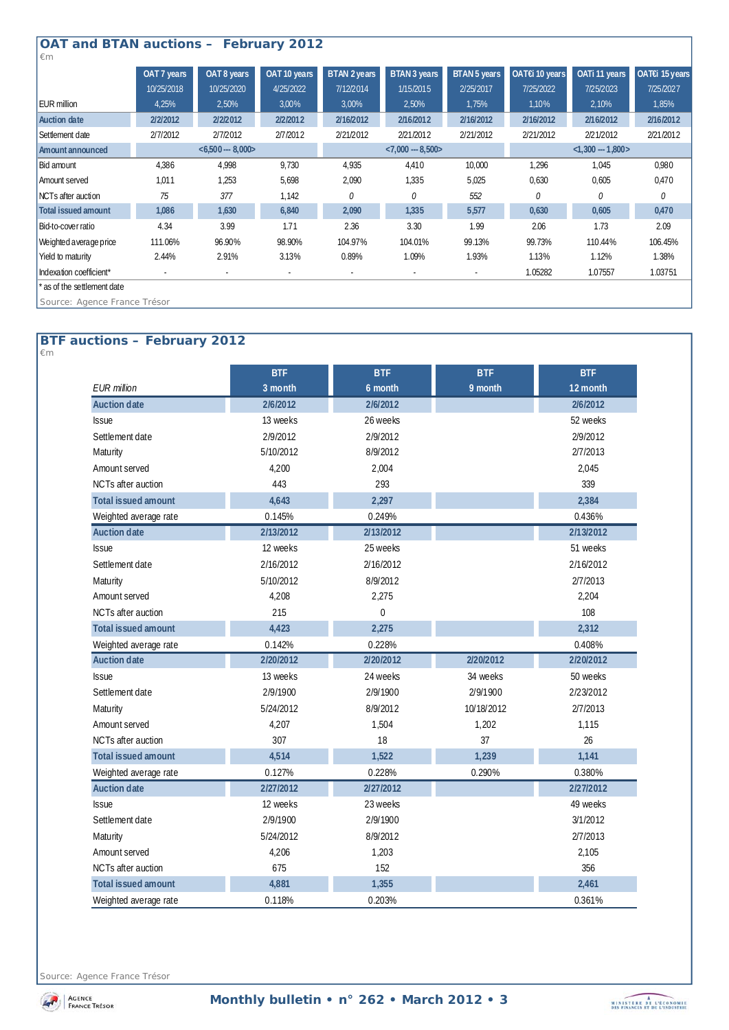## OAT and BTAN auctions – February 2012

€m

| EUR million | OAT 7 years 10/25/2018 4,25% | OAT 8 years 10/25/2020 2,50% | OAT 10 years 4/25/2022 3,00% | BTAN 2 years 7/12/2014 3,00% | BTAN 3 years 1/15/2015 2,50% | BTAN 5 years 2/25/2017 1,75% | OAT€i 10 years 7/25/2022 1,10% | OATi 11 years 7/25/2023 2,10% | OAT€i 15 years 7/25/2027 1,85% |
|---|---|---|---|---|---|---|---|---|---|
| Auction date | 2/2/2012 | 2/2/2012 | 2/2/2012 | 2/16/2012 | 2/16/2012 | 2/16/2012 | 2/16/2012 | 2/16/2012 | 2/16/2012 |
| Settlement date | 2/7/2012 | 2/7/2012 | 2/7/2012 | 2/21/2012 | 2/21/2012 | 2/21/2012 | 2/21/2012 | 2/21/2012 | 2/21/2012 |
| Amount announced | | <6,500 --- 8,000> | | | <7,000 --- 8,500> | | | <1,300 --- 1,800> | |
| Bid amount | 4,386 | 4,998 | 9,730 | 4,935 | 4,410 | 10,000 | 1,296 | 1,045 | 0,980 |
| Amount served | 1,011 | 1,253 | 5,698 | 2,090 | 1,335 | 5,025 | 0,630 | 0,605 | 0,470 |
| NCTs after auction | 75 | 377 | 1,142 | 0 | 0 | 552 | 0 | 0 | 0 |
| Total issued amount | 1,086 | 1,630 | 6,840 | 2,090 | 1,335 | 5,577 | 0,630 | 0,605 | 0,470 |
| Bid-to-cover ratio | 4.34 | 3.99 | 1.71 | 2.36 | 3.30 | 1.99 | 2.06 | 1.73 | 2.09 |
| Weighted average price | 111.06% | 96.90% | 98.90% | 104.97% | 104.01% | 99.13% | 99.73% | 110.44% | 106.45% |
| Yield to maturity | 2.44% | 2.91% | 3.13% | 0.89% | 1.09% | 1.93% | 1.13% | 1.12% | 1.38% |
| Indexation coefficient* | - | - | - | - | - | - | 1.05282 | 1.07557 | 1.03751 |

* as of the settlement date

Source: Agence France Trésor

## BTF auctions – February 2012

€m

| *EUR million* | BTF 3 month | BTF 6 month | BTF 9 month | BTF 12 month |
|---|---|---|---|---|
| Auction date | 2/6/2012 | 2/6/2012 | | 2/6/2012 |
| Issue | 13 weeks | 26 weeks | | 52 weeks |
| Settlement date | 2/9/2012 | 2/9/2012 | | 2/9/2012 |
| Maturity | 5/10/2012 | 8/9/2012 | | 2/7/2013 |
| Amount served | 4,200 | 2,004 | | 2,045 |
| NCTs after auction | 443 | 293 | | 339 |
| Total issued amount | 4,643 | 2,297 | | 2,384 |
| Weighted average rate | 0.145% | 0.249% | | 0.436% |
| Auction date | 2/13/2012 | 2/13/2012 | | 2/13/2012 |
| Issue | 12 weeks | 25 weeks | | 51 weeks |
| Settlement date | 2/16/2012 | 2/16/2012 | | 2/16/2012 |
| Maturity | 5/10/2012 | 8/9/2012 | | 2/7/2013 |
| Amount served | 4,208 | 2,275 | | 2,204 |
| NCTs after auction | 215 | 0 | | 108 |
| Total issued amount | 4,423 | 2,275 | | 2,312 |
| Weighted average rate | 0.142% | 0.228% | | 0.408% |
| Auction date | 2/20/2012 | 2/20/2012 | 2/20/2012 | 2/20/2012 |
| Issue | 13 weeks | 24 weeks | 34 weeks | 50 weeks |
| Settlement date | 2/9/1900 | 2/9/1900 | 2/9/1900 | 2/23/2012 |
| Maturity | 5/24/2012 | 8/9/2012 | 10/18/2012 | 2/7/2013 |
| Amount served | 4,207 | 1,504 | 1,202 | 1,115 |
| NCTs after auction | 307 | 18 | 37 | 26 |
| Total issued amount | 4,514 | 1,522 | 1,239 | 1,141 |
| Weighted average rate | 0.127% | 0.228% | 0.290% | 0.380% |
| Auction date | 2/27/2012 | 2/27/2012 | | 2/27/2012 |
| Issue | 12 weeks | 23 weeks | | 49 weeks |
| Settlement date | 2/9/1900 | 2/9/1900 | | 3/1/2012 |
| Maturity | 5/24/2012 | 8/9/2012 | | 2/7/2013 |
| Amount served | 4,206 | 1,203 | | 2,105 |
| NCTs after auction | 675 | 152 | | 356 |
| Total issued amount | 4,881 | 1,355 | | 2,461 |
| Weighted average rate | 0.118% | 0.203% | | 0.361% |

Source: Agence France Trésor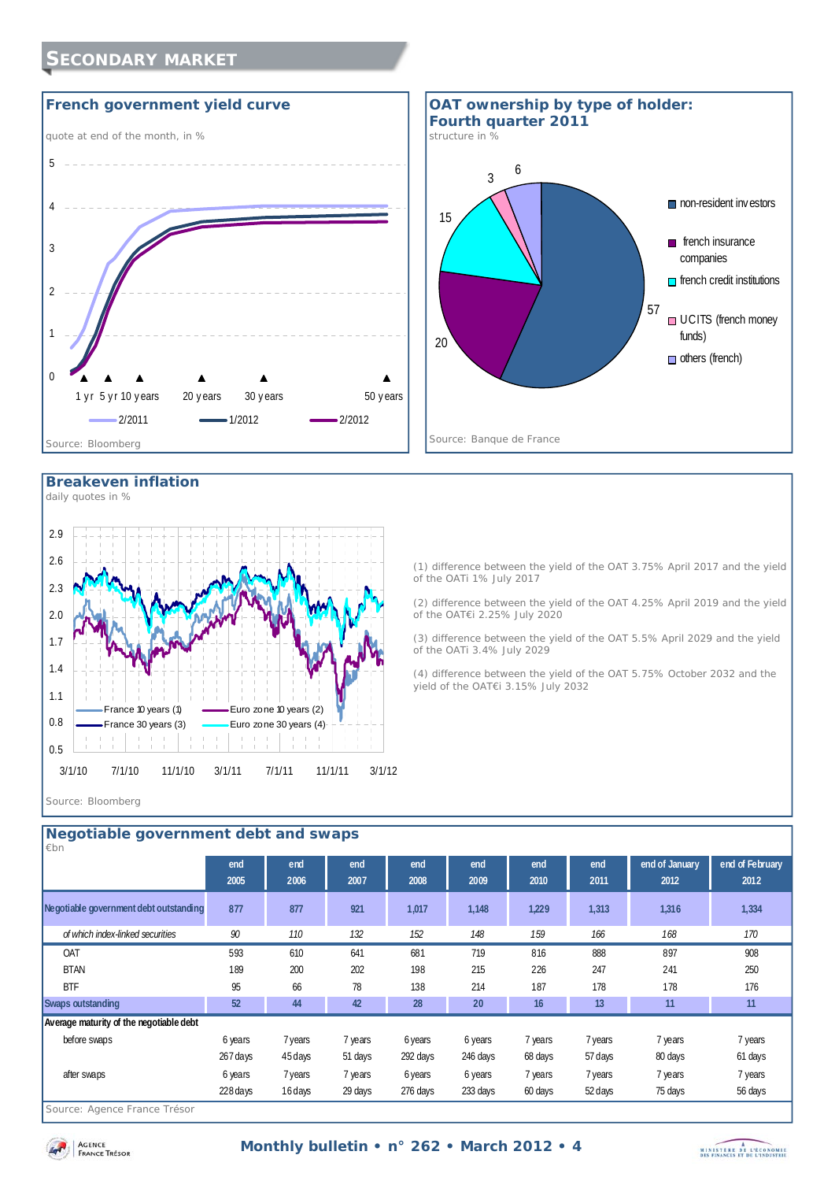# Secondary market

## French government yield curve

quote at end of the month, in %

1 yr | 5 yr | 10 years | 20 years | 30 years | 50 years

2/2011 — 1/2012 — 2/2012

Source: Bloomberg

## OAT ownership by type of holder: Fourth quarter 2011

structure in %

- non-resident investors: 57
- french insurance companies: 20
- french credit institutions: 15
- UCITS (french money funds): 3
- others (french): 6

Source: Banque de France

## Breakeven inflation

daily quotes in %

France 10 years (1) — Euro zone 10 years (2) — France 30 years (3) — Euro zone 30 years (4)

(1) difference between the yield of the OAT 3.75% April 2017 and the yield of the OATi 1% July 2017

(2) difference between the yield of the OAT 4.25% April 2019 and the yield of the OAT€i 2.25% July 2020

(3) difference between the yield of the OAT 5.5% April 2029 and the yield of the OATi 3.4% July 2029

(4) difference between the yield of the OAT 5.75% October 2032 and the yield of the OAT€i 3.15% July 2032

Source: Bloomberg

## Negotiable government debt and swaps

€bn

| | end 2005 | end 2006 | end 2007 | end 2008 | end 2009 | end 2010 | end 2011 | end of January 2012 | end of February 2012 |
|---|---|---|---|---|---|---|---|---|---|
| **Negotiable government debt outstanding** | **877** | **877** | **921** | **1,017** | **1,148** | **1,229** | **1,313** | **1,316** | **1,334** |
| *of which index-linked securities* | *90* | *110* | *132* | *152* | *148* | *159* | *166* | *168* | *170* |
| OAT | 593 | 610 | 641 | 681 | 719 | 816 | 888 | 897 | 908 |
| BTAN | 189 | 200 | 202 | 198 | 215 | 226 | 247 | 241 | 250 |
| BTF | 95 | 66 | 78 | 138 | 214 | 187 | 178 | 178 | 176 |
| **Swaps outstanding** | **52** | **44** | **42** | **28** | **20** | **16** | **13** | **11** | **11** |
| **Average maturity of the negotiable debt** | | | | | | | | | |
| before swaps | 6 years | 7 years | 7 years | 6 years | 6 years | 7 years | 7 years | 7 years | 7 years |
| | 267 days | 45 days | 51 days | 292 days | 246 days | 68 days | 57 days | 80 days | 61 days |
| after swaps | 6 years | 7 years | 7 years | 6 years | 6 years | 7 years | 7 years | 7 years | 7 years |
| | 228 days | 16 days | 29 days | 276 days | 233 days | 60 days | 52 days | 75 days | 56 days |

Source: Agence France Trésor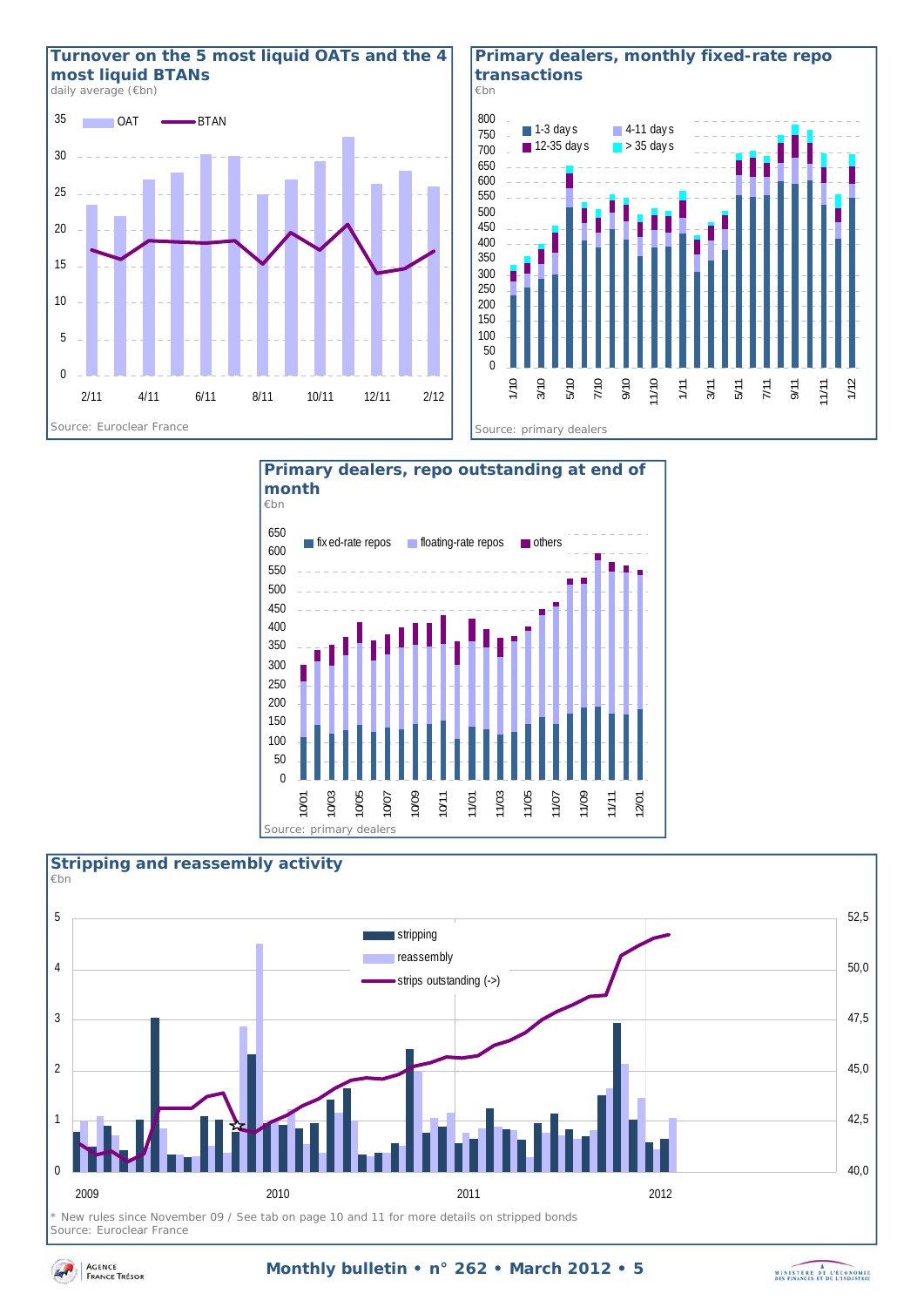## Turnover on the 5 most liquid OATs and the 4 most liquid BTANs

daily average (€bn)

OAT — BTAN

Source: Euroclear France

## Primary dealers, monthly fixed-rate repo transactions

€bn

1-3 days — 4-11 days — 12-35 days — > 35 days

Source: primary dealers

## Primary dealers, repo outstanding at end of month

€bn

fixed-rate repos — floating-rate repos — others

Source: primary dealers

## Stripping and reassembly activity

€bn

stripping — reassembly — strips outstanding (->)

\* New rules since November 09 / See tab on page 10 and 11 for more details on stripped bonds

Source: Euroclear France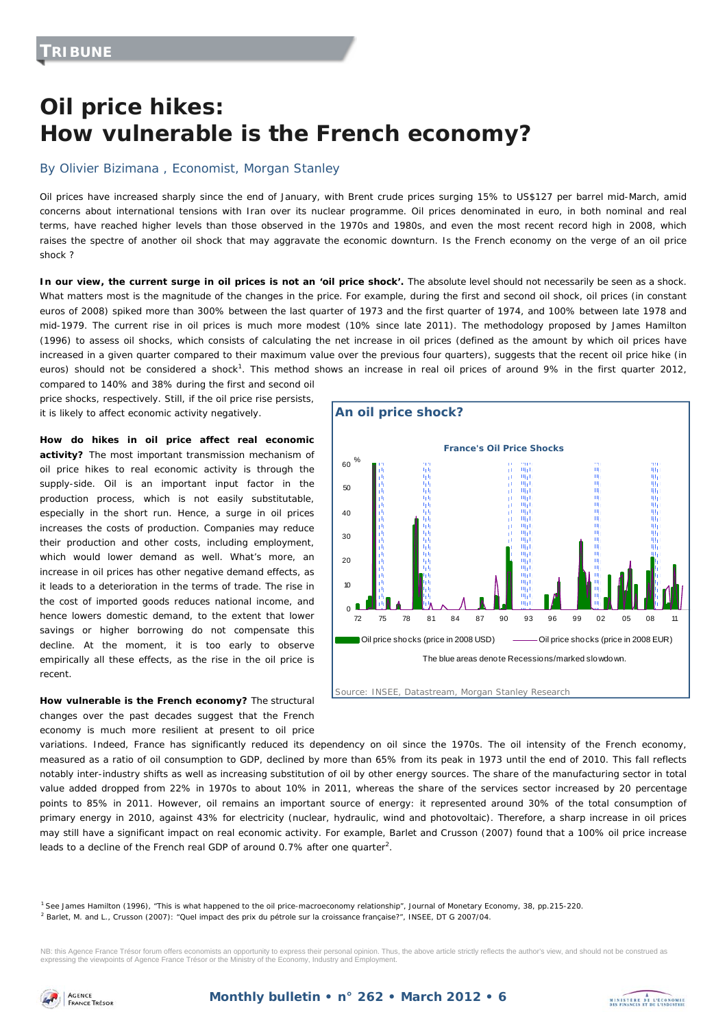**TRIBUNE**

# Oil price hikes: How vulnerable is the French economy?

By Olivier Bizimana , Economist, Morgan Stanley

Oil prices have increased sharply since the end of January, with Brent crude prices surging 15% to US$127 per barrel mid-March, amid concerns about international tensions with Iran over its nuclear programme. Oil prices denominated in euro, in both nominal and real terms, have reached higher levels than those observed in the 1970s and 1980s, and even the most recent record high in 2008, which raises the spectre of another oil shock that may aggravate the economic downturn. Is the French economy on the verge of an oil price shock ?

**In our view, the current surge in oil prices is not an 'oil price shock'.** The absolute level should not necessarily be seen as a shock. What matters most is the magnitude of the changes in the price. For example, during the first and second oil shock, oil prices (in constant euros of 2008) spiked more than 300% between the last quarter of 1973 and the first quarter of 1974, and 100% between late 1978 and mid-1979. The current rise in oil prices is much more modest (10% since late 2011). The methodology proposed by James Hamilton (1996) to assess oil shocks, which consists of calculating the net increase in oil prices (defined as the amount by which oil prices have increased in a given quarter compared to their maximum value over the previous four quarters), suggests that the recent oil price hike (in euros) should not be considered a shock[1]. This method shows an increase in real oil prices of around 9% in the first quarter 2012, compared to 140% and 38% during the first and second oil price shocks, respectively. Still, if the oil price rise persists, it is likely to affect economic activity negatively.

**How do hikes in oil price affect real economic activity?** The most important transmission mechanism of oil price hikes to real economic activity is through the supply-side. Oil is an important input factor in the production process, which is not easily substitutable, especially in the short run. Hence, a surge in oil prices increases the costs of production. Companies may reduce their production and other costs, including employment, which would lower demand as well. What's more, an increase in oil prices has other negative demand effects, as it leads to a deterioration in the terms of trade. The rise in the cost of imported goods reduces national income, and hence lowers domestic demand, to the extent that lower savings or higher borrowing do not compensate this decline. At the moment, it is too early to observe empirically all these effects, as the rise in the oil price is recent.

**An oil price shock?**

France's Oil Price Shocks

Oil price shocks (price in 2008 USD) — Oil price shocks (price in 2008 EUR)

The blue areas denote Recessions/marked slowdown.

Source: INSEE, Datastream, Morgan Stanley Research

**How vulnerable is the French economy?** The structural changes over the past decades suggest that the French economy is much more resilient at present to oil price variations. Indeed, France has significantly reduced its dependency on oil since the 1970s. The oil intensity of the French economy, measured as a ratio of oil consumption to GDP, declined by more than 65% from its peak in 1973 until the end of 2010. This fall reflects notably inter-industry shifts as well as increasing substitution of oil by other energy sources. The share of the manufacturing sector in total value added dropped from 22% in 1970s to about 10% in 2011, whereas the share of the services sector increased by 20 percentage points to 85% in 2011. However, oil remains an important source of energy: it represented around 30% of the total consumption of primary energy in 2010, against 43% for electricity (nuclear, hydraulic, wind and photovoltaic). Therefore, a sharp increase in oil prices may still have a significant impact on real economic activity. For example, Barlet and Crusson (2007) found that a 100% oil price increase leads to a decline of the French real GDP of around 0.7% after one quarter[2].

[1] See James Hamilton (1996), "This is what happened to the oil price-macroeconomy relationship", Journal of Monetary Economy, 38, pp.215-220.

[2] Barlet, M. and L., Crusson (2007): "Quel impact des prix du pétrole sur la croissance française?", INSEE, DT G 2007/04.

NB: this Agence France Trésor forum offers economists an opportunity to express their personal opinion. Thus, the above article strictly reflects the author's view, and should not be construed as expressing the viewpoints of Agence France Trésor or the Ministry of the Economy, Industry and Employment.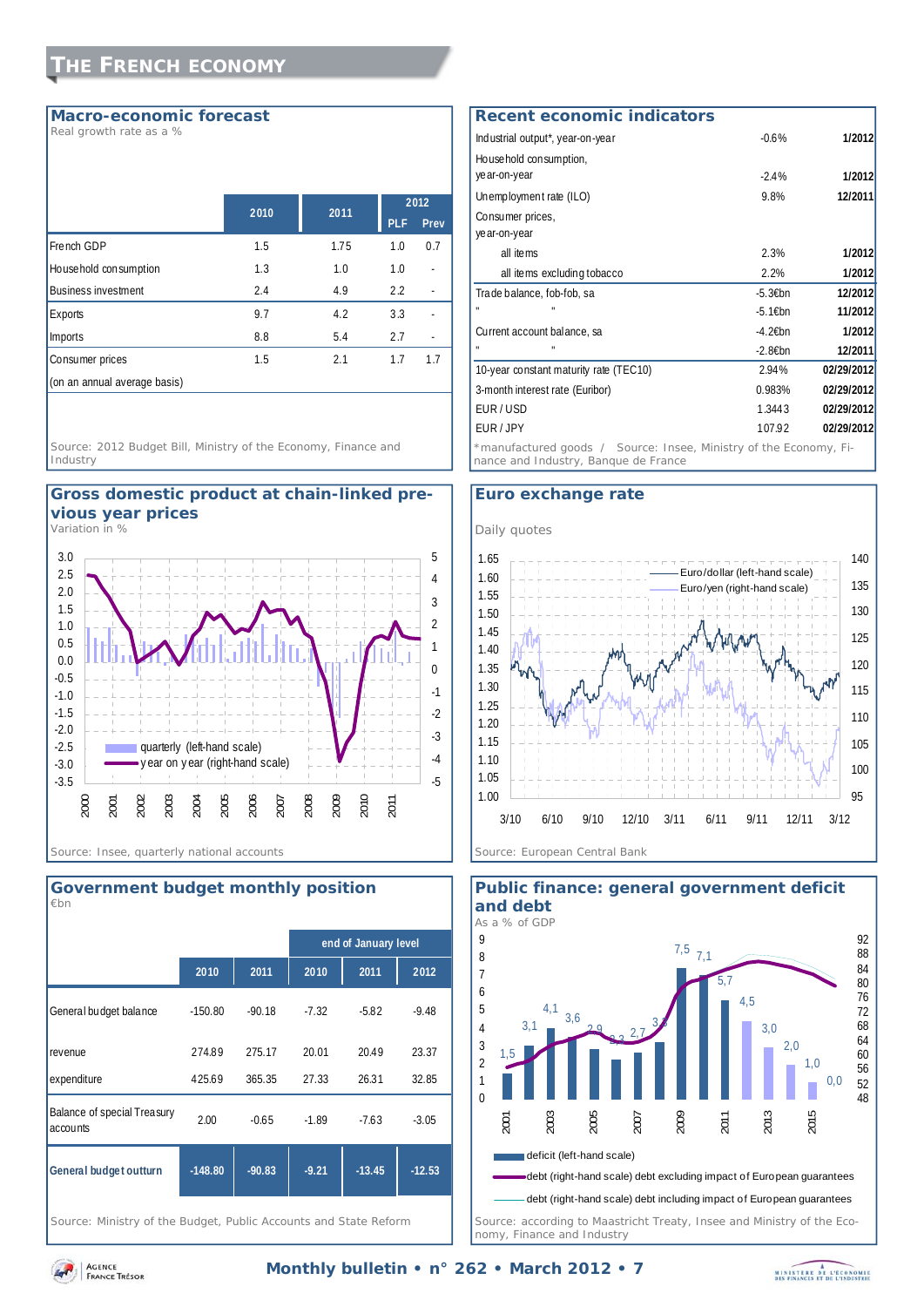# The French economy

## Macro-economic forecast

Real growth rate as a %

| | 2010 | 2011 | 2012 | |
|---|---|---|---|---|
| | | | PLF | Prev |
| French GDP | 1.5 | 1.75 | 1.0 | 0.7 |
| Household consumption | 1.3 | 1.0 | 1.0 | - |
| Business investment | 2.4 | 4.9 | 2.2 | - |
| Exports | 9.7 | 4.2 | 3.3 | - |
| Imports | 8.8 | 5.4 | 2.7 | - |
| Consumer prices | 1.5 | 2.1 | 1.7 | 1.7 |
| (on an annual average basis) | | | | |

Source: 2012 Budget Bill, Ministry of the Economy, Finance and Industry

## Recent economic indicators

| | | |
|---|---|---|
| Industrial output*, year-on-year | -0.6% | 1/2012 |
| Household consumption, year-on-year | -2.4% | 1/2012 |
| Unemployment rate (ILO) | 9.8% | 12/2011 |
| Consumer prices, year-on-year | | |
| all items | 2.3% | 1/2012 |
| all items excluding tobacco | 2.2% | 1/2012 |
| Trade balance, fob-fob, sa | -5.3€bn | 12/2012 |
| " " | -5.1€bn | 11/2012 |
| Current account balance, sa | -4.2€bn | 1/2012 |
| " " | -2.8€bn | 12/2011 |
| 10-year constant maturity rate (TEC10) | 2.94% | 02/29/2012 |
| 3-month interest rate (Euribor) | 0.983% | 02/29/2012 |
| EUR / USD | 1.3443 | 02/29/2012 |
| EUR / JPY | 107.92 | 02/29/2012 |

*manufactured goods / Source: Insee, Ministry of the Economy, Finance and Industry, Banque de France

## Gross domestic product at chain-linked previous year prices

Variation in %

Legend: quarterly (left-hand scale); year on year (right-hand scale)

Source: Insee, quarterly national accounts

## Euro exchange rate

Daily quotes

Legend: Euro/dollar (left-hand scale); Euro/yen (right-hand scale)

Source: European Central Bank

## Government budget monthly position

€bn

| | 2010 | 2011 | end of January level 2010 | 2011 | 2012 |
|---|---|---|---|---|---|
| General budget balance | -150.80 | -90.18 | -7.32 | -5.82 | -9.48 |
| revenue | 274.89 | 275.17 | 20.01 | 20.49 | 23.37 |
| expenditure | 425.69 | 365.35 | 27.33 | 26.31 | 32.85 |
| Balance of special Treasury accounts | 2.00 | -0.65 | -1.89 | -7.63 | -3.05 |
| **General budget outturn** | **-148.80** | **-90.83** | **-9.21** | **-13.45** | **-12.53** |

Source: Ministry of the Budget, Public Accounts and State Reform

## Public finance: general government deficit and debt

As a % of GDP

Deficit values (left-hand scale): 1,5; 3,1; 4,1; 3,6; 2,9; 2,3; 2,7; 3,3; 7,5; 7,1; 5,7; 4,5; 3,0; 2,0; 1,0; 0,0

Legend: deficit (left-hand scale); debt (right-hand scale) debt excluding impact of European guarantees; debt (right-hand scale) debt including impact of European guarantees

Source: according to Maastricht Treaty, Insee and Ministry of the Economy, Finance and Industry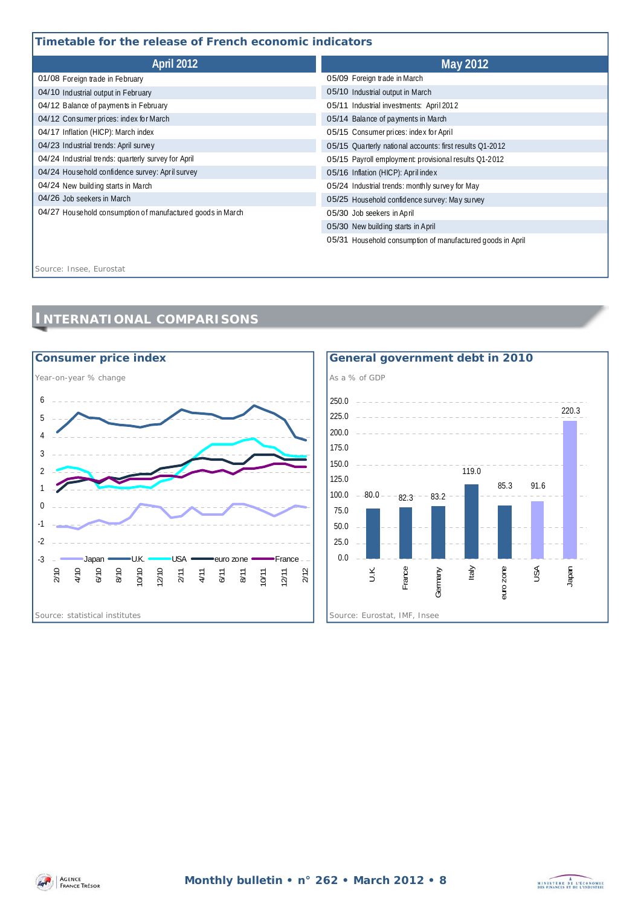## Timetable for the release of French economic indicators

| April 2012 | May 2012 |
|---|---|
| 01/08 Foreign trade in February | 05/09 Foreign trade in March |
| 04/10 Industrial output in February | 05/10 Industrial output in March |
| 04/12 Balance of payments in February | 05/11 Industrial investments: April 2012 |
| 04/12 Consumer prices: index for March | 05/14 Balance of payments in March |
| 04/17 Inflation (HICP): March index | 05/15 Consumer prices: index for April |
| 04/23 Industrial trends: April survey | 05/15 Quarterly national accounts: first results Q1-2012 |
| 04/24 Industrial trends: quarterly survey for April | 05/15 Payroll employment: provisional results Q1-2012 |
| 04/24 Household confidence survey: April survey | 05/16 Inflation (HICP): April index |
| 04/24 New building starts in March | 05/24 Industrial trends: monthly survey for May |
| 04/26 Job seekers in March | 05/25 Household confidence survey: May survey |
| 04/27 Household consumption of manufactured goods in March | 05/30 Job seekers in April |
| | 05/30 New building starts in April |
| | 05/31 Household consumption of manufactured goods in April |

Source: Insee, Eurostat

# INTERNATIONAL COMPARISONS

### Consumer price index

Year-on-year % change

Source: statistical institutes

### General government debt in 2010

As a % of GDP

| U.K. | France | Germany | Italy | euro zone | USA | Japan |
|---|---|---|---|---|---|---|
| 80.0 | 82.3 | 83.2 | 119.0 | 85.3 | 91.6 | 220.3 |

Source: Eurostat, IMF, Insee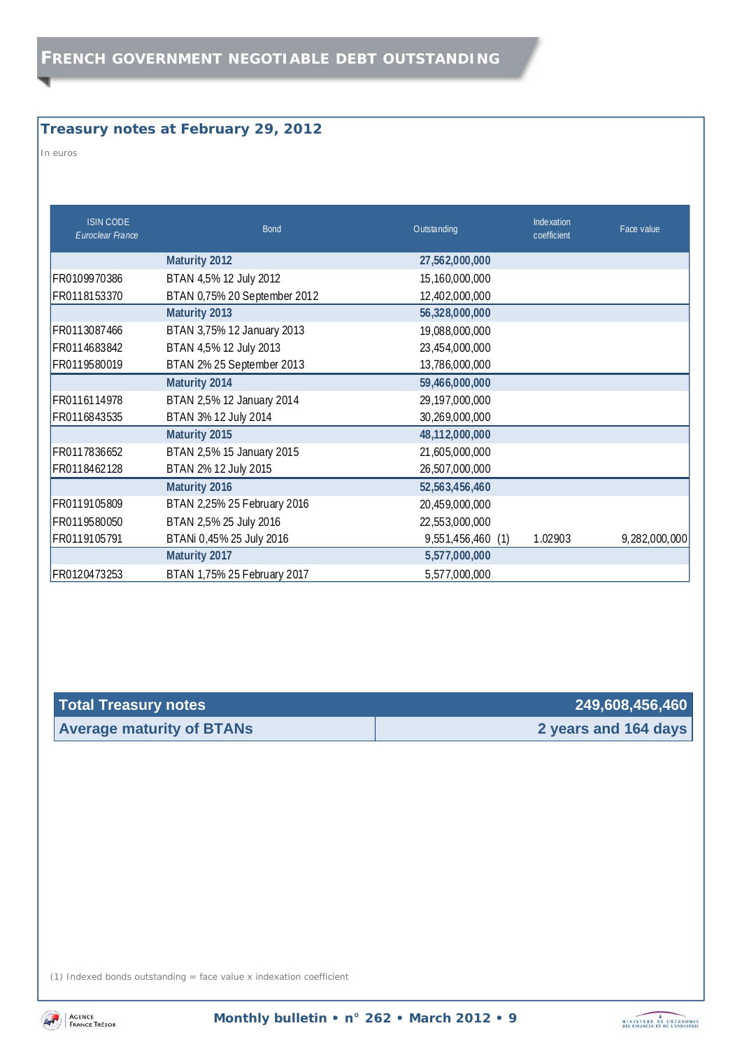## FRENCH GOVERNMENT NEGOTIABLE DEBT OUTSTANDING

### Treasury notes at February 29, 2012

In euros

| ISIN CODE *Euroclear France* | Bond | Outstanding | Indexation coefficient | Face value |
|---|---|---|---|---|
| | **Maturity 2012** | **27,562,000,000** | | |
| FR0109970386 | BTAN 4,5% 12 July 2012 | 15,160,000,000 | | |
| FR0118153370 | BTAN 0,75% 20 September 2012 | 12,402,000,000 | | |
| | **Maturity 2013** | **56,328,000,000** | | |
| FR0113087466 | BTAN 3,75% 12 January 2013 | 19,088,000,000 | | |
| FR0114683842 | BTAN 4,5% 12 July 2013 | 23,454,000,000 | | |
| FR0119580019 | BTAN 2% 25 September 2013 | 13,786,000,000 | | |
| | **Maturity 2014** | **59,466,000,000** | | |
| FR0116114978 | BTAN 2,5% 12 January 2014 | 29,197,000,000 | | |
| FR0116843535 | BTAN 3% 12 July 2014 | 30,269,000,000 | | |
| | **Maturity 2015** | **48,112,000,000** | | |
| FR0117836652 | BTAN 2,5% 15 January 2015 | 21,605,000,000 | | |
| FR0118462128 | BTAN 2% 12 July 2015 | 26,507,000,000 | | |
| | **Maturity 2016** | **52,563,456,460** | | |
| FR0119105809 | BTAN 2,25% 25 February 2016 | 20,459,000,000 | | |
| FR0119580050 | BTAN 2,5% 25 July 2016 | 22,553,000,000 | | |
| FR0119105791 | BTANi 0,45% 25 July 2016 | 9,551,456,460 (1) | 1.02903 | 9,282,000,000 |
| | **Maturity 2017** | **5,577,000,000** | | |
| FR0120473253 | BTAN 1,75% 25 February 2017 | 5,577,000,000 | | |

| **Total Treasury notes** | **249,608,456,460** |
|---|---|
| **Average maturity of BTANs** | **2 years and 164 days** |

(1) Indexed bonds outstanding = face value x indexation coefficient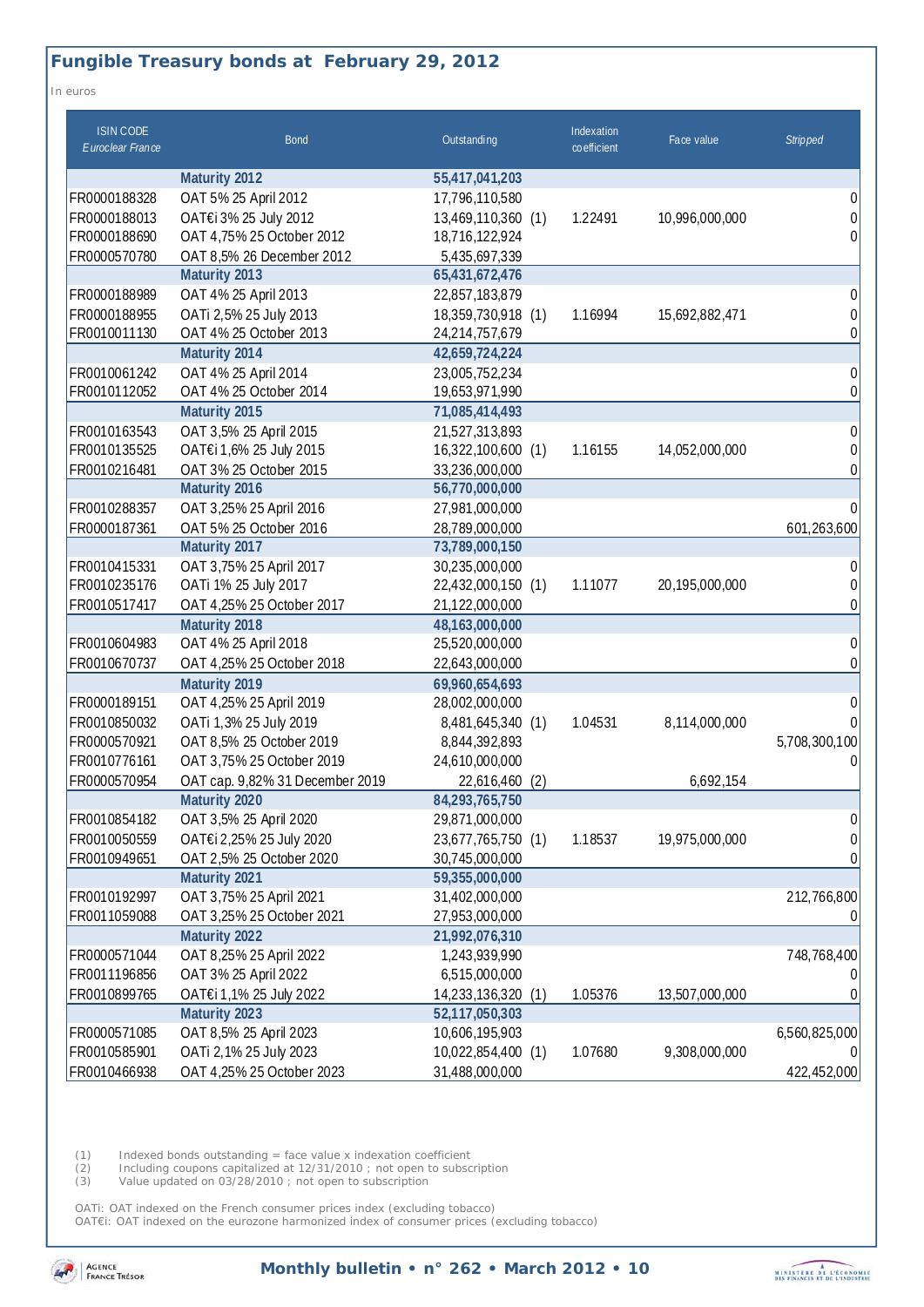## Fungible Treasury bonds at February 29, 2012

In euros

| ISIN CODE *Euroclear France* | Bond | Outstanding | Indexation coefficient | Face value | *Stripped* |
|---|---|---|---|---|---|
| | **Maturity 2012** | **55,417,041,203** | | | |
| FR0000188328 | OAT 5% 25 April 2012 | 17,796,110,580 | | | 0 |
| FR0000188013 | OAT€i 3% 25 July 2012 | 13,469,110,360 (1) | 1.22491 | 10,996,000,000 | 0 |
| FR0000188690 | OAT 4,75% 25 October 2012 | 18,716,122,924 | | | 0 |
| FR0000570780 | OAT 8,5% 26 December 2012 | 5,435,697,339 | | | |
| | **Maturity 2013** | **65,431,672,476** | | | |
| FR0000188989 | OAT 4% 25 April 2013 | 22,857,183,879 | | | 0 |
| FR0000188955 | OATi 2,5% 25 July 2013 | 18,359,730,918 (1) | 1.16994 | 15,692,882,471 | 0 |
| FR0010011130 | OAT 4% 25 October 2013 | 24,214,757,679 | | | 0 |
| | **Maturity 2014** | **42,659,724,224** | | | |
| FR0010061242 | OAT 4% 25 April 2014 | 23,005,752,234 | | | 0 |
| FR0010112052 | OAT 4% 25 October 2014 | 19,653,971,990 | | | 0 |
| | **Maturity 2015** | **71,085,414,493** | | | |
| FR0010163543 | OAT 3,5% 25 April 2015 | 21,527,313,893 | | | 0 |
| FR0010135525 | OAT€i 1,6% 25 July 2015 | 16,322,100,600 (1) | 1.16155 | 14,052,000,000 | 0 |
| FR0010216481 | OAT 3% 25 October 2015 | 33,236,000,000 | | | 0 |
| | **Maturity 2016** | **56,770,000,000** | | | |
| FR0010288357 | OAT 3,25% 25 April 2016 | 27,981,000,000 | | | 0 |
| FR0000187361 | OAT 5% 25 October 2016 | 28,789,000,000 | | | 601,263,600 |
| | **Maturity 2017** | **73,789,000,150** | | | |
| FR0010415331 | OAT 3,75% 25 April 2017 | 30,235,000,000 | | | 0 |
| FR0010235176 | OATi 1% 25 July 2017 | 22,432,000,150 (1) | 1.11077 | 20,195,000,000 | 0 |
| FR0010517417 | OAT 4,25% 25 October 2017 | 21,122,000,000 | | | 0 |
| | **Maturity 2018** | **48,163,000,000** | | | |
| FR0010604983 | OAT 4% 25 April 2018 | 25,520,000,000 | | | 0 |
| FR0010670737 | OAT 4,25% 25 October 2018 | 22,643,000,000 | | | 0 |
| | **Maturity 2019** | **69,960,654,693** | | | |
| FR0000189151 | OAT 4,25% 25 April 2019 | 28,002,000,000 | | | 0 |
| FR0010850032 | OATi 1,3% 25 July 2019 | 8,481,645,340 (1) | 1.04531 | 8,114,000,000 | 0 |
| FR0000570921 | OAT 8,5% 25 October 2019 | 8,844,392,893 | | | 5,708,300,100 |
| FR0010776161 | OAT 3,75% 25 October 2019 | 24,610,000,000 | | | 0 |
| FR0000570954 | OAT cap. 9,82% 31 December 2019 | 22,616,460 (2) | | 6,692,154 | |
| | **Maturity 2020** | **84,293,765,750** | | | |
| FR0010854182 | OAT 3,5% 25 April 2020 | 29,871,000,000 | | | 0 |
| FR0010050559 | OAT€i 2,25% 25 July 2020 | 23,677,765,750 (1) | 1.18537 | 19,975,000,000 | 0 |
| FR0010949651 | OAT 2,5% 25 October 2020 | 30,745,000,000 | | | 0 |
| | **Maturity 2021** | **59,355,000,000** | | | |
| FR0010192997 | OAT 3,75% 25 April 2021 | 31,402,000,000 | | | 212,766,800 |
| FR0011059088 | OAT 3,25% 25 October 2021 | 27,953,000,000 | | | 0 |
| | **Maturity 2022** | **21,992,076,310** | | | |
| FR0000571044 | OAT 8,25% 25 April 2022 | 1,243,939,990 | | | 748,768,400 |
| FR0011196856 | OAT 3% 25 April 2022 | 6,515,000,000 | | | 0 |
| FR0010899765 | OAT€i 1,1% 25 July 2022 | 14,233,136,320 (1) | 1.05376 | 13,507,000,000 | 0 |
| | **Maturity 2023** | **52,117,050,303** | | | |
| FR0000571085 | OAT 8,5% 25 April 2023 | 10,606,195,903 | | | 6,560,825,000 |
| FR0010585901 | OATi 2,1% 25 July 2023 | 10,022,854,400 (1) | 1.07680 | 9,308,000,000 | 0 |
| FR0010466938 | OAT 4,25% 25 October 2023 | 31,488,000,000 | | | 422,452,000 |

(1) Indexed bonds outstanding = face value x indexation coefficient
(2) Including coupons capitalized at 12/31/2010 ; not open to subscription
(3) Value updated on 03/28/2010 ; not open to subscription

OATi: OAT indexed on the French consumer prices index (excluding tobacco)
OAT€i: OAT indexed on the eurozone harmonized index of consumer prices (excluding tobacco)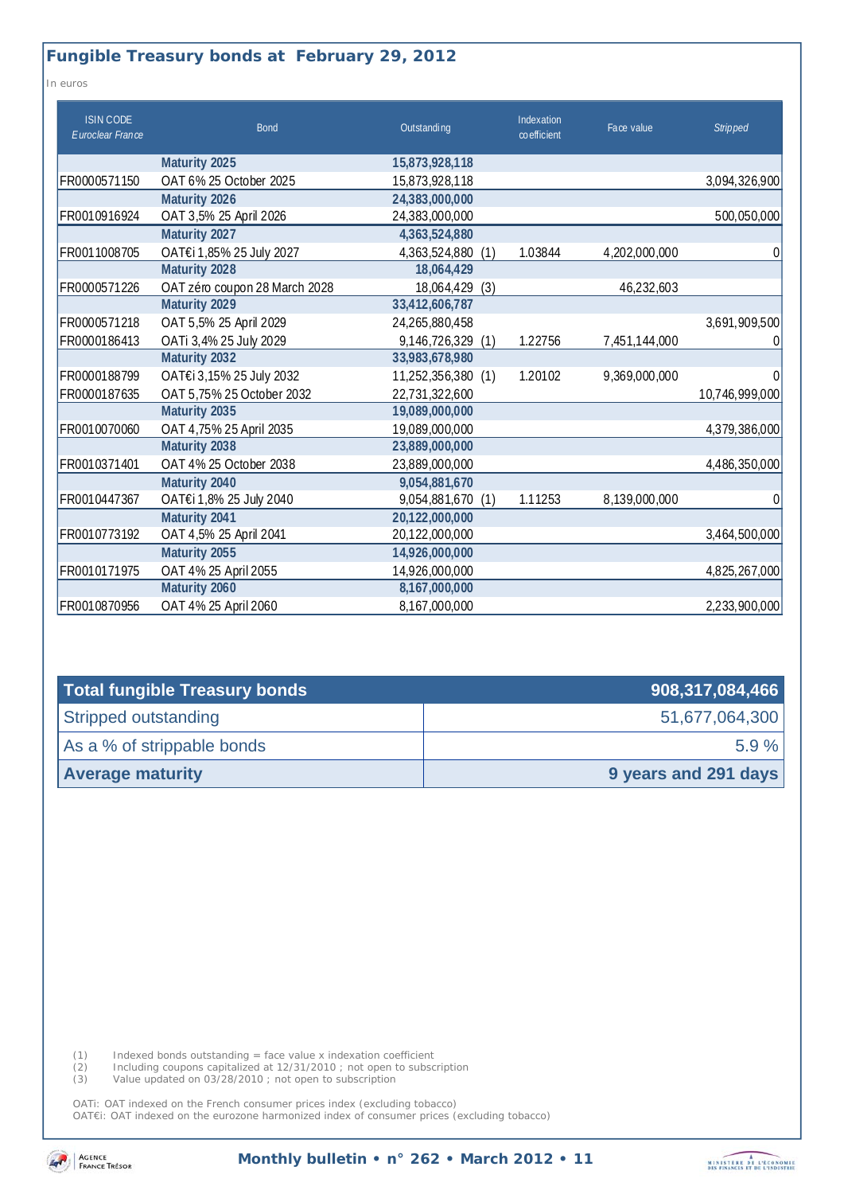## Fungible Treasury bonds at February 29, 2012

In euros

| ISIN CODE *Euroclear France* | Bond | Outstanding | | Indexation coefficient | Face value | *Stripped* |
|---|---|---|---|---|---|---|
| | **Maturity 2025** | **15,873,928,118** | | | | |
| FR0000571150 | OAT 6% 25 October 2025 | 15,873,928,118 | | | | 3,094,326,900 |
| | **Maturity 2026** | **24,383,000,000** | | | | |
| FR0010916924 | OAT 3,5% 25 April 2026 | 24,383,000,000 | | | | 500,050,000 |
| | **Maturity 2027** | **4,363,524,880** | | | | |
| FR0011008705 | OAT€i 1,85% 25 July 2027 | 4,363,524,880 | (1) | 1.03844 | 4,202,000,000 | 0 |
| | **Maturity 2028** | **18,064,429** | | | | |
| FR0000571226 | OAT zéro coupon 28 March 2028 | 18,064,429 | (3) | | 46,232,603 | |
| | **Maturity 2029** | **33,412,606,787** | | | | |
| FR0000571218 | OAT 5,5% 25 April 2029 | 24,265,880,458 | | | | 3,691,909,500 |
| FR0000186413 | OATi 3,4% 25 July 2029 | 9,146,726,329 | (1) | 1.22756 | 7,451,144,000 | 0 |
| | **Maturity 2032** | **33,983,678,980** | | | | |
| FR0000188799 | OAT€i 3,15% 25 July 2032 | 11,252,356,380 | (1) | 1.20102 | 9,369,000,000 | 0 |
| FR0000187635 | OAT 5,75% 25 October 2032 | 22,731,322,600 | | | | 10,746,999,000 |
| | **Maturity 2035** | **19,089,000,000** | | | | |
| FR0010070060 | OAT 4,75% 25 April 2035 | 19,089,000,000 | | | | 4,379,386,000 |
| | **Maturity 2038** | **23,889,000,000** | | | | |
| FR0010371401 | OAT 4% 25 October 2038 | 23,889,000,000 | | | | 4,486,350,000 |
| | **Maturity 2040** | **9,054,881,670** | | | | |
| FR0010447367 | OAT€i 1,8% 25 July 2040 | 9,054,881,670 | (1) | 1.11253 | 8,139,000,000 | 0 |
| | **Maturity 2041** | **20,122,000,000** | | | | |
| FR0010773192 | OAT 4,5% 25 April 2041 | 20,122,000,000 | | | | 3,464,500,000 |
| | **Maturity 2055** | **14,926,000,000** | | | | |
| FR0010171975 | OAT 4% 25 April 2055 | 14,926,000,000 | | | | 4,825,267,000 |
| | **Maturity 2060** | **8,167,000,000** | | | | |
| FR0010870956 | OAT 4% 25 April 2060 | 8,167,000,000 | | | | 2,233,900,000 |

| **Total fungible Treasury bonds** | **908,317,084,466** |
|---|---|
| Stripped outstanding | 51,677,064,300 |
| As a % of strippable bonds | 5.9 % |
| **Average maturity** | **9 years and 291 days** |

(1) Indexed bonds outstanding = face value x indexation coefficient
(2) Including coupons capitalized at 12/31/2010 ; not open to subscription
(3) Value updated on 03/28/2010 ; not open to subscription

OATi: OAT indexed on the French consumer prices index (excluding tobacco)
OAT€i: OAT indexed on the eurozone harmonized index of consumer prices (excluding tobacco)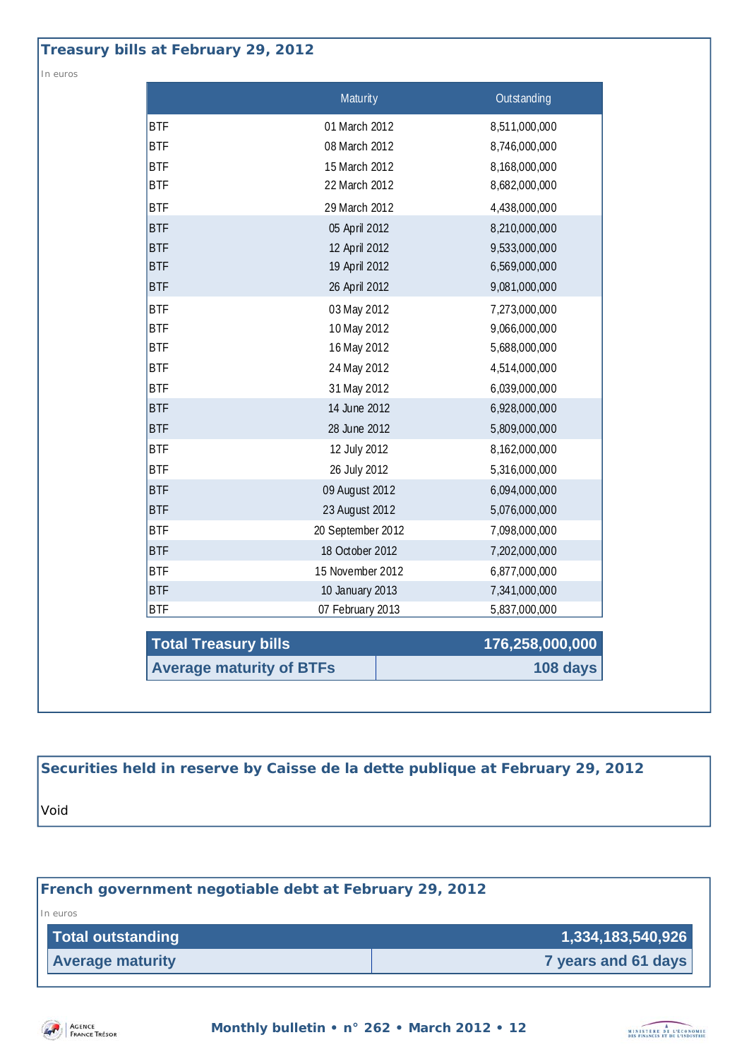## Treasury bills at February 29, 2012

In euros

| | Maturity | Outstanding |
|---|---|---|
| BTF | 01 March 2012 | 8,511,000,000 |
| BTF | 08 March 2012 | 8,746,000,000 |
| BTF | 15 March 2012 | 8,168,000,000 |
| BTF | 22 March 2012 | 8,682,000,000 |
| BTF | 29 March 2012 | 4,438,000,000 |
| BTF | 05 April 2012 | 8,210,000,000 |
| BTF | 12 April 2012 | 9,533,000,000 |
| BTF | 19 April 2012 | 6,569,000,000 |
| BTF | 26 April 2012 | 9,081,000,000 |
| BTF | 03 May 2012 | 7,273,000,000 |
| BTF | 10 May 2012 | 9,066,000,000 |
| BTF | 16 May 2012 | 5,688,000,000 |
| BTF | 24 May 2012 | 4,514,000,000 |
| BTF | 31 May 2012 | 6,039,000,000 |
| BTF | 14 June 2012 | 6,928,000,000 |
| BTF | 28 June 2012 | 5,809,000,000 |
| BTF | 12 July 2012 | 8,162,000,000 |
| BTF | 26 July 2012 | 5,316,000,000 |
| BTF | 09 August 2012 | 6,094,000,000 |
| BTF | 23 August 2012 | 5,076,000,000 |
| BTF | 20 September 2012 | 7,098,000,000 |
| BTF | 18 October 2012 | 7,202,000,000 |
| BTF | 15 November 2012 | 6,877,000,000 |
| BTF | 10 January 2013 | 7,341,000,000 |
| BTF | 07 February 2013 | 5,837,000,000 |

| | |
|---|---|
| **Total Treasury bills** | **176,258,000,000** |
| **Average maturity of BTFs** | **108 days** |

## Securities held in reserve by Caisse de la dette publique at February 29, 2012

Void

## French government negotiable debt at February 29, 2012

In euros

| | |
|---|---|
| **Total outstanding** | **1,334,183,540,926** |
| **Average maturity** | **7 years and 61 days** |